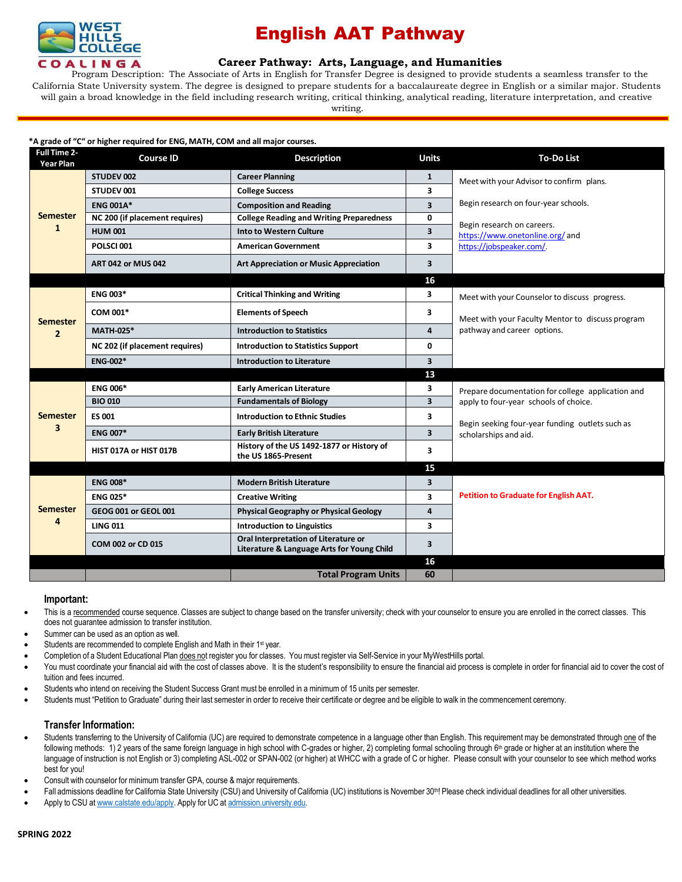WEST HILLS COLLEGE COALINGA

# English AAT Pathway

### Career Pathway: Arts, Language, and Humanities

Program Description: The Associate of Arts in English for Transfer Degree is designed to provide students a seamless transfer to the California State University system. The degree is designed to prepare students for a baccalaureate degree in English or a similar major. Students will gain a broad knowledge in the field including research writing, critical thinking, analytical reading, literature interpretation, and creative writing.

***A grade of "C" or higher required for ENG, MATH, COM and all major courses.**

| Full Time 2-Year Plan | Course ID | Description | Units | To-Do List |
|---|---|---|---|---|
| Semester 1 | STUDEV 002 | Career Planning | 1 | Meet with your Advisor to confirm plans.<br><br>Begin research on four-year schools.<br><br>Begin research on careers. https://www.onetonline.org/ and https://jobspeaker.com/. |
| | STUDEV 001 | College Success | 3 | |
| | ENG 001A* | Composition and Reading | 3 | |
| | NC 200 (if placement requires) | College Reading and Writing Preparedness | 0 | |
| | HUM 001 | Into to Western Culture | 3 | |
| | POLSCI 001 | American Government | 3 | |
| | ART 042 or MUS 042 | Art Appreciation or Music Appreciation | 3 | |
| | | | 16 | |
| Semester 2 | ENG 003* | Critical Thinking and Writing | 3 | Meet with your Counselor to discuss progress.<br><br>Meet with your Faculty Mentor to discuss program pathway and career options. |
| | COM 001* | Elements of Speech | 3 | |
| | MATH-025* | Introduction to Statistics | 4 | |
| | NC 202 (if placement requires) | Introduction to Statistics Support | 0 | |
| | ENG-002* | Introduction to Literature | 3 | |
| | | | 13 | |
| Semester 3 | ENG 006* | Early American Literature | 3 | Prepare documentation for college application and apply to four-year schools of choice.<br><br>Begin seeking four-year funding outlets such as scholarships and aid. |
| | BIO 010 | Fundamentals of Biology | 3 | |
| | ES 001 | Introduction to Ethnic Studies | 3 | |
| | ENG 007* | Early British Literature | 3 | |
| | HIST 017A or HIST 017B | History of the US 1492-1877 or History of the US 1865-Present | 3 | |
| | | | 15 | |
| Semester 4 | ENG 008* | Modern British Literature | 3 | **Petition to Graduate for English AAT.** |
| | ENG 025* | Creative Writing | 3 | |
| | GEOG 001 or GEOL 001 | Physical Geography or Physical Geology | 4 | |
| | LING 011 | Introduction to Linguistics | 3 | |
| | COM 002 or CD 015 | Oral Interpretation of Literature or Literature & Language Arts for Young Child | 3 | |
| | | | 16 | |
| | | **Total Program Units** | **60** | |

## Important:

- This is a recommended course sequence. Classes are subject to change based on the transfer university; check with your counselor to ensure you are enrolled in the correct classes. This does not guarantee admission to transfer institution.
- Summer can be used as an option as well.
- Students are recommended to complete English and Math in their 1st year.
- Completion of a Student Educational Plan does not register you for classes. You must register via Self-Service in your MyWestHills portal.
- You must coordinate your financial aid with the cost of classes above. It is the student's responsibility to ensure the financial aid process is complete in order for financial aid to cover the cost of tuition and fees incurred.
- Students who intend on receiving the Student Success Grant must be enrolled in a minimum of 15 units per semester.
- Students must "Petition to Graduate" during their last semester in order to receive their certificate or degree and be eligible to walk in the commencement ceremony.

## Transfer Information:

- Students transferring to the University of California (UC) are required to demonstrate competence in a language other than English. This requirement may be demonstrated through one of the following methods: 1) 2 years of the same foreign language in high school with C-grades or higher, 2) completing formal schooling through 6th grade or higher at an institution where the language of instruction is not English or 3) completing ASL-002 or SPAN-002 (or higher) at WHCC with a grade of C or higher. Please consult with your counselor to see which method works best for you!
- Consult with counselor for minimum transfer GPA, course & major requirements.
- Fall admissions deadline for California State University (CSU) and University of California (UC) institutions is November 30th! Please check individual deadlines for all other universities.
- Apply to CSU at www.calstate.edu/apply. Apply for UC at admission.university.edu.

**SPRING 2022**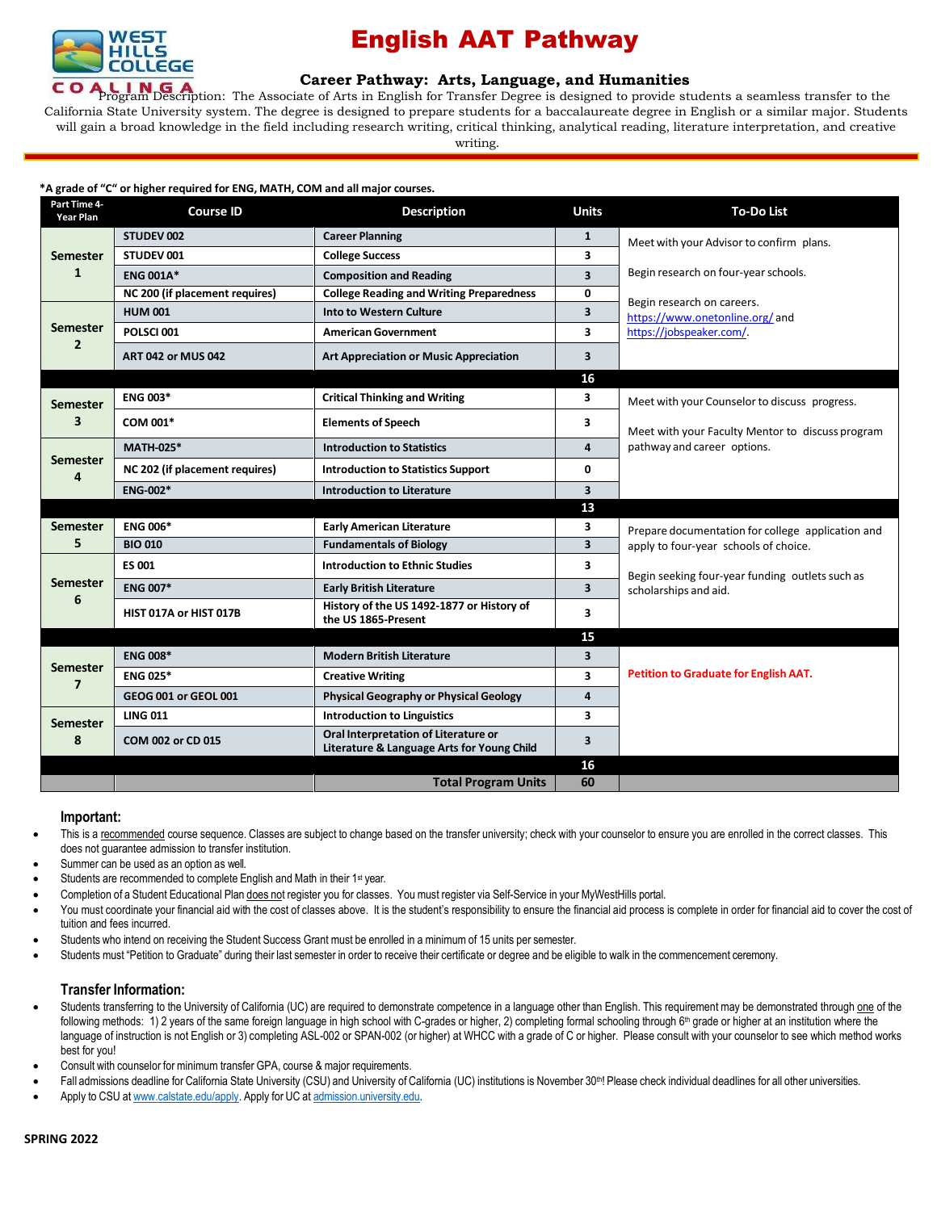# English AAT Pathway

WEST HILLS COLLEGE COALINGA

### Career Pathway: Arts, Language, and Humanities

Program Description: The Associate of Arts in English for Transfer Degree is designed to provide students a seamless transfer to the California State University system. The degree is designed to prepare students for a baccalaureate degree in English or a similar major. Students will gain a broad knowledge in the field including research writing, critical thinking, analytical reading, literature interpretation, and creative writing.

**\*A grade of "C" or higher required for ENG, MATH, COM and all major courses.**

| Part Time 4-Year Plan | Course ID | Description | Units | To-Do List |
|---|---|---|---|---|
| Semester 1 | STUDEV 002 | Career Planning | 1 | Meet with your Advisor to confirm plans.<br><br>Begin research on four-year schools.<br><br>Begin research on careers. https://www.onetonline.org/ and https://jobspeaker.com/. |
| | STUDEV 001 | College Success | 3 | |
| | ENG 001A* | Composition and Reading | 3 | |
| | NC 200 (if placement requires) | College Reading and Writing Preparedness | 0 | |
| Semester 2 | HUM 001 | Into to Western Culture | 3 | |
| | POLSCI 001 | American Government | 3 | |
| | ART 042 or MUS 042 | Art Appreciation or Music Appreciation | 3 | |
| | | | **16** | |
| Semester 3 | ENG 003* | Critical Thinking and Writing | 3 | Meet with your Counselor to discuss progress.<br><br>Meet with your Faculty Mentor to discuss program pathway and career options. |
| | COM 001* | Elements of Speech | 3 | |
| Semester 4 | MATH-025* | Introduction to Statistics | 4 | |
| | NC 202 (if placement requires) | Introduction to Statistics Support | 0 | |
| | ENG-002* | Introduction to Literature | 3 | |
| | | | **13** | |
| Semester 5 | ENG 006* | Early American Literature | 3 | Prepare documentation for college application and apply to four-year schools of choice.<br><br>Begin seeking four-year funding outlets such as scholarships and aid. |
| | BIO 010 | Fundamentals of Biology | 3 | |
| Semester 6 | ES 001 | Introduction to Ethnic Studies | 3 | |
| | ENG 007* | Early British Literature | 3 | |
| | HIST 017A or HIST 017B | History of the US 1492-1877 or History of the US 1865-Present | 3 | |
| | | | **15** | |
| Semester 7 | ENG 008* | Modern British Literature | 3 | **Petition to Graduate for English AAT.** |
| | ENG 025* | Creative Writing | 3 | |
| | GEOG 001 or GEOL 001 | Physical Geography or Physical Geology | 4 | |
| Semester 8 | LING 011 | Introduction to Linguistics | 3 | |
| | COM 002 or CD 015 | Oral Interpretation of Literature or Literature & Language Arts for Young Child | 3 | |
| | | | **16** | |
| | | **Total Program Units** | **60** | |

## Important:

- This is a recommended course sequence. Classes are subject to change based on the transfer university; check with your counselor to ensure you are enrolled in the correct classes. This does not guarantee admission to transfer institution.
- Summer can be used as an option as well.
- Students are recommended to complete English and Math in their 1st year.
- Completion of a Student Educational Plan does not register you for classes. You must register via Self-Service in your MyWestHills portal.
- You must coordinate your financial aid with the cost of classes above. It is the student's responsibility to ensure the financial aid process is complete in order for financial aid to cover the cost of tuition and fees incurred.
- Students who intend on receiving the Student Success Grant must be enrolled in a minimum of 15 units per semester.
- Students must "Petition to Graduate" during their last semester in order to receive their certificate or degree and be eligible to walk in the commencement ceremony.

## Transfer Information:

- Students transferring to the University of California (UC) are required to demonstrate competence in a language other than English. This requirement may be demonstrated through one of the following methods: 1) 2 years of the same foreign language in high school with C-grades or higher, 2) completing formal schooling through 6th grade or higher at an institution where the language of instruction is not English or 3) completing ASL-002 or SPAN-002 (or higher) at WHCC with a grade of C or higher. Please consult with your counselor to see which method works best for you!
- Consult with counselor for minimum transfer GPA, course & major requirements.
- Fall admissions deadline for California State University (CSU) and University of California (UC) institutions is November 30th! Please check individual deadlines for all other universities.
- Apply to CSU at www.calstate.edu/apply. Apply for UC at admission.university.edu.

**SPRING 2022**